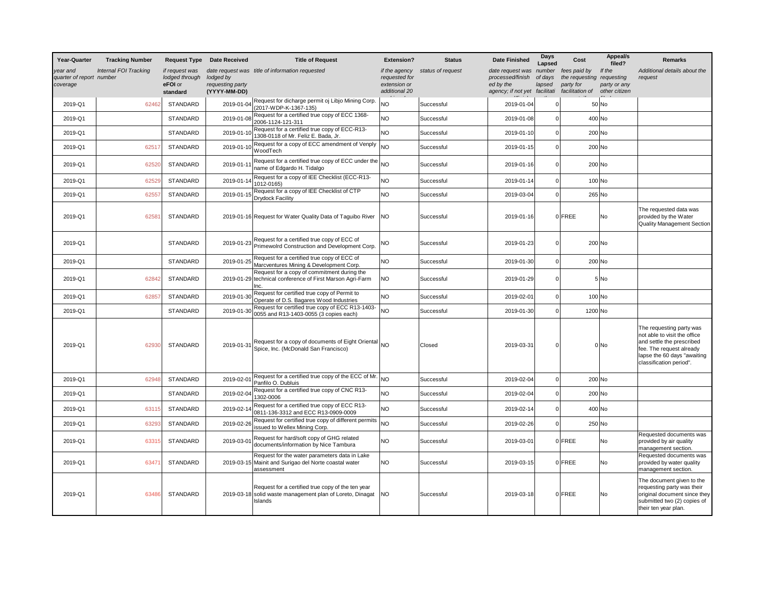| Year-Quarter | Tracking Number | Request Type | Date Received | Title of Request | Extension? | Status | Date Finished | Days Lapsed | Cost | Appeal/s filed? | Remarks |
|---|---|---|---|---|---|---|---|---|---|---|---|
| year and quarter of report coverage | Internal FOI Tracking number | if request was lodged through eFOI or standard | date request was lodged by requesting party (YYYY-MM-DD) | title of information requested | if the agency requested for extension or additional 20 | status of request | date request was processed/finished by the agency; if not yet | number of days lapsed | fees paid by the requesting party for facilitation of | If the requesting party or any other citizen | Additional details about the request |
| 2019-Q1 | 62462 | STANDARD | 2019-01-04 | Request for dicharge permit oj Libjo Mining Corp. (2017-WDP-K-1367-135) | NO | Successful | 2019-01-04 | 0 | 50 | No | |
| 2019-Q1 | | STANDARD | 2019-01-08 | Request for a certified true copy of ECC 1368-2006-1124-121-311 | NO | Successful | 2019-01-08 | 0 | 400 | No | |
| 2019-Q1 | | STANDARD | 2019-01-10 | Request for a certified true copy of ECC-R13-1308-0118 of Mr. Feliz E. Bada, Jr. | NO | Successful | 2019-01-10 | 0 | 200 | No | |
| 2019-Q1 | 62517 | STANDARD | 2019-01-10 | Request for a copy of ECC amendment of Venply WoodTech | NO | Successful | 2019-01-15 | 0 | 200 | No | |
| 2019-Q1 | 62520 | STANDARD | 2019-01-11 | Request for a certified true copy of ECC under the name of Edgardo H. Tidalgo | NO | Successful | 2019-01-16 | 0 | 200 | No | |
| 2019-Q1 | 62529 | STANDARD | 2019-01-14 | Request for a copy of IEE Checklist (ECC-R13-1012-0165) | NO | Successful | 2019-01-14 | 0 | 100 | No | |
| 2019-Q1 | 62557 | STANDARD | 2019-01-15 | Request for a copy of IEE Checklist of CTP Drydock Facility | NO | Successful | 2019-03-04 | 0 | 265 | No | |
| 2019-Q1 | 62581 | STANDARD | 2019-01-16 | Request for Water Quality Data of Taguibo River | NO | Successful | 2019-01-16 | 0 | FREE | No | The requested data was provided by the Water Quality Management Section |
| 2019-Q1 | | STANDARD | 2019-01-23 | Request for a certified true copy of ECC of Primewolrd Construction and Development Corp. | NO | Successful | 2019-01-23 | 0 | 200 | No | |
| 2019-Q1 | | STANDARD | 2019-01-25 | Request for a certified true copy of ECC of Marcventures Mining & Development Corp. | NO | Successful | 2019-01-30 | 0 | 200 | No | |
| 2019-Q1 | 62842 | STANDARD | 2019-01-29 | Request for a copy of commitment during the technical conference of First Marson Agri-Farm Inc. | NO | Successful | 2019-01-29 | 0 | 5 | No | |
| 2019-Q1 | 62857 | STANDARD | 2019-01-30 | Request for certified true copy of Permit to Operate of D.S. Bagares Wood Industries | NO | Successful | 2019-02-01 | 0 | 100 | No | |
| 2019-Q1 | | STANDARD | 2019-01-30 | Request for certified true copy of ECC R13-1403-0055 and R13-1403-0055 (3 copies each) | NO | Successful | 2019-01-30 | 0 | 1200 | No | |
| 2019-Q1 | 62930 | STANDARD | 2019-01-31 | Request for a copy of documents of Eight Oriental Spice, Inc. (McDonald San Francisco) | NO | Closed | 2019-03-31 | 0 | 0 | No | The requesting party was not able to visit the office and settle the prescribed fee. The request already lapse the 60 days "awaiting classification period". |
| 2019-Q1 | 62948 | STANDARD | 2019-02-01 | Request for a certified true copy of the ECC of Mr. Panfilo O. Dubluis | NO | Successful | 2019-02-04 | 0 | 200 | No | |
| 2019-Q1 | | STANDARD | 2019-02-04 | Request for a certified true copy of CNC R13-1302-0006 | NO | Successful | 2019-02-04 | 0 | 200 | No | |
| 2019-Q1 | 63115 | STANDARD | 2019-02-14 | Request for a certified true copy of ECC R13-0811-136-3312 and ECC R13-0909-0009 | NO | Successful | 2019-02-14 | 0 | 400 | No | |
| 2019-Q1 | 63293 | STANDARD | 2019-02-26 | Request for certified true copy of different permits issued to Wellex Mining Corp. | NO | Successful | 2019-02-26 | 0 | 250 | No | |
| 2019-Q1 | 63315 | STANDARD | 2019-03-01 | Request for hard/soft copy of GHG related documents/information by Nice Tambura | NO | Successful | 2019-03-01 | 0 | FREE | No | Requested documents was provided by air quality management section. |
| 2019-Q1 | 63471 | STANDARD | 2019-03-15 | Request for the water parameters data in Lake Mainit and Surigao del Norte coastal water assessment | NO | Successful | 2019-03-15 | 0 | FREE | No | Requested documents was provided by water quality management section. |
| 2019-Q1 | 63486 | STANDARD | 2019-03-18 | Request for a certified true copy of the ten year solid waste management plan of Loreto, Dinagat Islands | NO | Successful | 2019-03-18 | 0 | FREE | No | The document given to the requesting party was their original document since they submitted two (2) copies of their ten year plan. |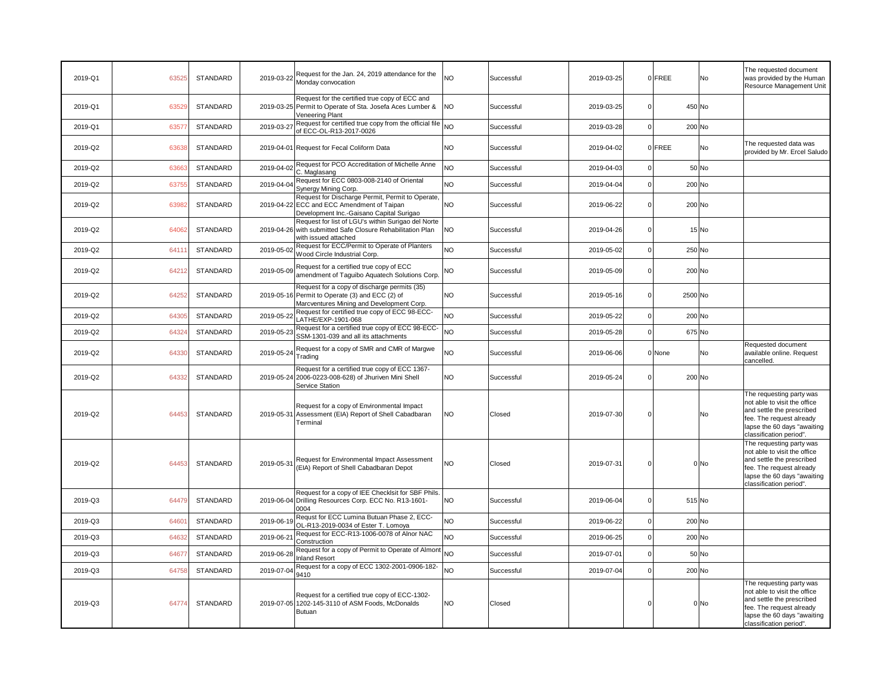| | | | | | | | | | | | |
|---|---|---|---|---|---|---|---|---|---|---|---|
| 2019-Q1 | 63525 | STANDARD | 2019-03-22 | Request for the Jan. 24, 2019 attendance for the Monday convocation | NO | Successful | 2019-03-25 | 0 | FREE | No | The requested document was provided by the Human Resource Management Unit |
| 2019-Q1 | 63529 | STANDARD | 2019-03-25 | Request for the certified true copy of ECC and Permit to Operate of Sta. Josefa Aces Lumber & Veneering Plant | NO | Successful | 2019-03-25 | 0 | 450 | No | |
| 2019-Q1 | 63577 | STANDARD | 2019-03-27 | Request for certified true copy from the official file of ECC-OL-R13-2017-0026 | NO | Successful | 2019-03-28 | 0 | 200 | No | |
| 2019-Q2 | 63638 | STANDARD | 2019-04-01 | Request for Fecal Coliform Data | NO | Successful | 2019-04-02 | 0 | FREE | No | The requested data was provided by Mr. Ercel Saludo |
| 2019-Q2 | 63663 | STANDARD | 2019-04-02 | Request for PCO Accreditation of Michelle Anne C. Maglasang | NO | Successful | 2019-04-03 | 0 | 50 | No | |
| 2019-Q2 | 63755 | STANDARD | 2019-04-04 | Request for ECC 0803-008-2140 of Oriental Synergy Mining Corp. | NO | Successful | 2019-04-04 | 0 | 200 | No | |
| 2019-Q2 | 63982 | STANDARD | 2019-04-22 | Request for Discharge Permit, Permit to Operate, ECC and ECC Amendment of Taipan Development Inc.-Gaisano Capital Surigao | NO | Successful | 2019-06-22 | 0 | 200 | No | |
| 2019-Q2 | 64062 | STANDARD | 2019-04-26 | Request for list of LGU's within Surigao del Norte with submitted Safe Closure Rehabilitation Plan with issued attached | NO | Successful | 2019-04-26 | 0 | 15 | No | |
| 2019-Q2 | 64111 | STANDARD | 2019-05-02 | Request for ECC/Permit to Operate of Planters Wood Circle Industrial Corp. | NO | Successful | 2019-05-02 | 0 | 250 | No | |
| 2019-Q2 | 64212 | STANDARD | 2019-05-09 | Request for a certified true copy of ECC amendment of Taguibo Aquatech Solutions Corp. | NO | Successful | 2019-05-09 | 0 | 200 | No | |
| 2019-Q2 | 64252 | STANDARD | 2019-05-16 | Request for a copy of discharge permits (35) Permit to Operate (3) and ECC (2) of Marcventures Mining and Development Corp. | NO | Successful | 2019-05-16 | 0 | 2500 | No | |
| 2019-Q2 | 64305 | STANDARD | 2019-05-22 | Request for certified true copy of ECC 98-ECC-LATHE/EXP-1901-068 | NO | Successful | 2019-05-22 | 0 | 200 | No | |
| 2019-Q2 | 64324 | STANDARD | 2019-05-23 | Request for a certified true copy of ECC 98-ECC-SSM-1301-039 and all its attachments | NO | Successful | 2019-05-28 | 0 | 675 | No | |
| 2019-Q2 | 64330 | STANDARD | 2019-05-24 | Request for a copy of SMR and CMR of Margwe Trading | NO | Successful | 2019-06-06 | 0 | None | No | Requested document available online. Request cancelled. |
| 2019-Q2 | 64332 | STANDARD | 2019-05-24 | Request for a certified true copy of ECC 1367-2006-0223-008-628) of Jhuriven Mini Shell Service Station | NO | Successful | 2019-05-24 | 0 | 200 | No | |
| 2019-Q2 | 64453 | STANDARD | 2019-05-31 | Request for a copy of Environmental Impact Assessment (EIA) Report of Shell Cabadbaran Terminal | NO | Closed | 2019-07-30 | 0 | | No | The requesting party was not able to visit the office and settle the prescribed fee. The request already lapse the 60 days "awaiting classification period". |
| 2019-Q2 | 64453 | STANDARD | 2019-05-31 | Request for Environmental Impact Assessment (EIA) Report of Shell Cabadbaran Depot | NO | Closed | 2019-07-31 | 0 | 0 | No | The requesting party was not able to visit the office and settle the prescribed fee. The request already lapse the 60 days "awaiting classification period". |
| 2019-Q3 | 64479 | STANDARD | 2019-06-04 | Request for a copy of IEE Checklsit for SBF Phils. Drilling Resources Corp. ECC No. R13-1601-0004 | NO | Successful | 2019-06-04 | 0 | 515 | No | |
| 2019-Q3 | 64601 | STANDARD | 2019-06-19 | Requst for ECC Lumina Butuan Phase 2, ECC-OL-R13-2019-0034 of Ester T. Lomoya | NO | Successful | 2019-06-22 | 0 | 200 | No | |
| 2019-Q3 | 64632 | STANDARD | 2019-06-21 | Request for ECC-R13-1006-0078 of Alnor NAC Construction | NO | Successful | 2019-06-25 | 0 | 200 | No | |
| 2019-Q3 | 64677 | STANDARD | 2019-06-28 | Request for a copy of Permit to Operate of Almont Inland Resort | NO | Successful | 2019-07-01 | 0 | 50 | No | |
| 2019-Q3 | 64758 | STANDARD | 2019-07-04 | Request for a copy of ECC 1302-2001-0906-182-9410 | NO | Successful | 2019-07-04 | 0 | 200 | No | |
| 2019-Q3 | 64774 | STANDARD | 2019-07-05 | Request for a certified true copy of ECC-1302-1202-145-3110 of ASM Foods, McDonalds Butuan | NO | Closed | | 0 | 0 | No | The requesting party was not able to visit the office and settle the prescribed fee. The request already lapse the 60 days "awaiting classification period". |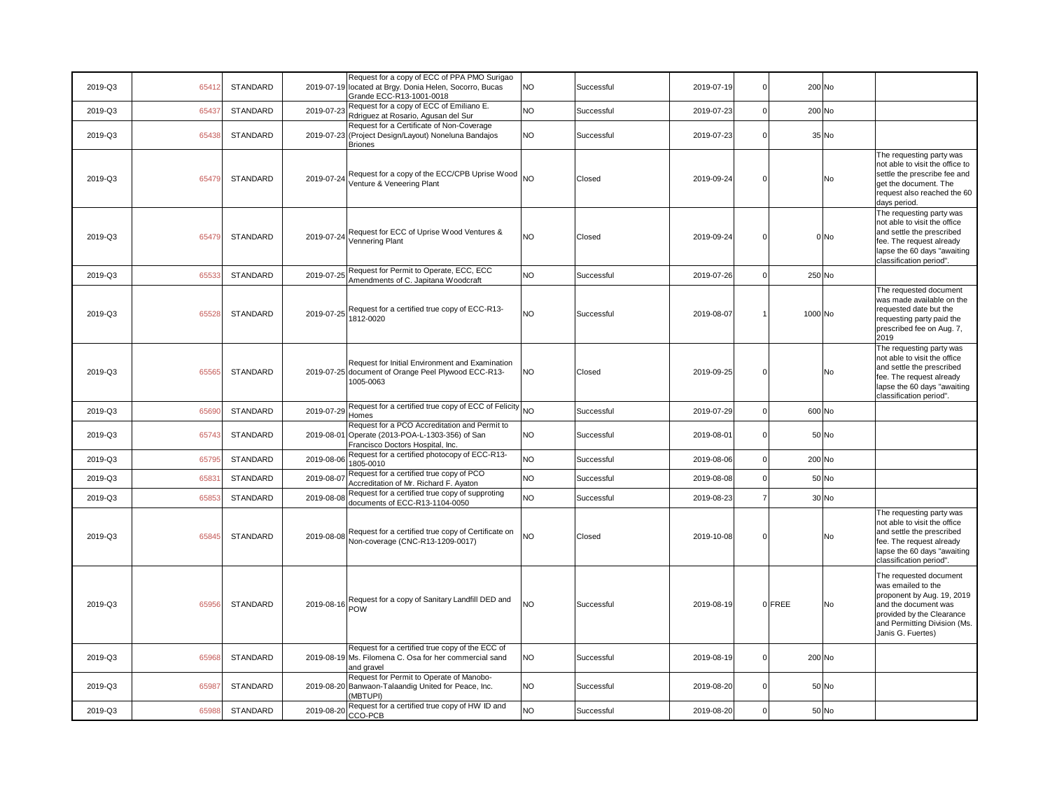| | | | | | | | | | | | |
|---|---|---|---|---|---|---|---|---|---|---|---|
| 2019-Q3 | 65412 | STANDARD | 2019-07-19 | Request for a copy of ECC of PPA PMO Surigao located at Brgy. Donia Helen, Socorro, Bucas Grande ECC-R13-1001-0018 | NO | Successful | 2019-07-19 | 0 | 200 | No | |
| 2019-Q3 | 65437 | STANDARD | 2019-07-23 | Request for a copy of ECC of Emiliano E. Rdriguez at Rosario, Agusan del Sur | NO | Successful | 2019-07-23 | 0 | 200 | No | |
| 2019-Q3 | 65438 | STANDARD | 2019-07-23 | Request for a Certificate of Non-Coverage (Project Design/Layout) Noneluna Bandajos Briones | NO | Successful | 2019-07-23 | 0 | 35 | No | |
| 2019-Q3 | 65479 | STANDARD | 2019-07-24 | Request for a copy of the ECC/CPB Uprise Wood Venture & Veneering Plant | NO | Closed | 2019-09-24 | 0 | | No | The requesting party was not able to visit the office to settle the prescribe fee and get the document. The request also reached the 60 days period. |
| 2019-Q3 | 65479 | STANDARD | 2019-07-24 | Request for ECC of Uprise Wood Ventures & Vennering Plant | NO | Closed | 2019-09-24 | 0 | 0 | No | The requesting party was not able to visit the office and settle the prescribed fee. The request already lapse the 60 days "awaiting classification period". |
| 2019-Q3 | 65533 | STANDARD | 2019-07-25 | Request for Permit to Operate, ECC, ECC Amendments of C. Japitana Woodcraft | NO | Successful | 2019-07-26 | 0 | 250 | No | |
| 2019-Q3 | 65528 | STANDARD | 2019-07-25 | Request for a certified true copy of ECC-R13-1812-0020 | NO | Successful | 2019-08-07 | 1 | 1000 | No | The requested document was made available on the requested date but the requesting party paid the prescribed fee on Aug. 7, 2019 |
| 2019-Q3 | 65565 | STANDARD | 2019-07-25 | Request for Initial Environment and Examination document of Orange Peel Plywood ECC-R13-1005-0063 | NO | Closed | 2019-09-25 | 0 | | No | The requesting party was not able to visit the office and settle the prescribed fee. The request already lapse the 60 days "awaiting classification period". |
| 2019-Q3 | 65690 | STANDARD | 2019-07-29 | Request for a certified true copy of ECC of Felicity Homes | NO | Successful | 2019-07-29 | 0 | 600 | No | |
| 2019-Q3 | 65743 | STANDARD | 2019-08-01 | Request for a PCO Accreditation and Permit to Operate (2013-POA-L-1303-356) of San Francisco Doctors Hospital, Inc. | NO | Successful | 2019-08-01 | 0 | 50 | No | |
| 2019-Q3 | 65795 | STANDARD | 2019-08-06 | Request for a certified photocopy of ECC-R13-1805-0010 | NO | Successful | 2019-08-06 | 0 | 200 | No | |
| 2019-Q3 | 65831 | STANDARD | 2019-08-07 | Request for a certified true copy of PCO Accreditation of Mr. Richard F. Ayaton | NO | Successful | 2019-08-08 | 0 | 50 | No | |
| 2019-Q3 | 65853 | STANDARD | 2019-08-08 | Request for a certified true copy of supproting documents of ECC-R13-1104-0050 | NO | Successful | 2019-08-23 | 7 | 30 | No | |
| 2019-Q3 | 65845 | STANDARD | 2019-08-08 | Request for a certified true copy of Certificate on Non-coverage (CNC-R13-1209-0017) | NO | Closed | 2019-10-08 | 0 | | No | The requesting party was not able to visit the office and settle the prescribed fee. The request already lapse the 60 days "awaiting classification period". |
| 2019-Q3 | 65956 | STANDARD | 2019-08-16 | Request for a copy of Sanitary Landfill DED and POW | NO | Successful | 2019-08-19 | 0 | FREE | No | The requested document was emailed to the proponent by Aug. 19, 2019 and the document was provided by the Clearance and Permitting Division (Ms. Janis G. Fuertes) |
| 2019-Q3 | 65968 | STANDARD | 2019-08-19 | Request for a certified true copy of the ECC of Ms. Filomena C. Osa for her commercial sand and gravel | NO | Successful | 2019-08-19 | 0 | 200 | No | |
| 2019-Q3 | 65987 | STANDARD | 2019-08-20 | Request for Permit to Operate of Manobo-Banwaon-Talaandig United for Peace, Inc. (MBTUPI) | NO | Successful | 2019-08-20 | 0 | 50 | No | |
| 2019-Q3 | 65988 | STANDARD | 2019-08-20 | Request for a certified true copy of HW ID and CCO-PCB | NO | Successful | 2019-08-20 | 0 | 50 | No | |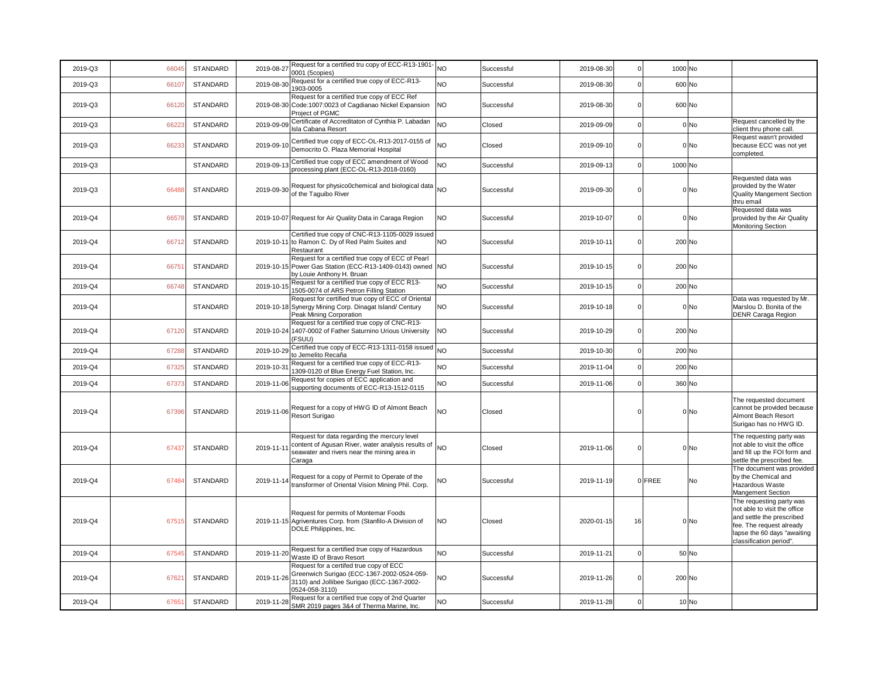| | | | | | | | | | | | |
|---|---|---|---|---|---|---|---|---|---|---|---|
| 2019-Q3 | 66045 | STANDARD | 2019-08-27 | Request for a certified tru copy of ECC-R13-1901-0001 (5copies) | NO | Successful | 2019-08-30 | 0 | 1000 | No | |
| 2019-Q3 | 66107 | STANDARD | 2019-08-30 | Request for a certified true copy of ECC-R13-1903-0005 | NO | Successful | 2019-08-30 | 0 | 600 | No | |
| 2019-Q3 | 66120 | STANDARD | 2019-08-30 | Request for a certified true copy of ECC Ref Code:1007:0023 of Cagdianao Nickel Expansion Project of PGMC | NO | Successful | 2019-08-30 | 0 | 600 | No | |
| 2019-Q3 | 66223 | STANDARD | 2019-09-09 | Certificate of Accreditaton of Cynthia P. Labadan Isla Cabana Resort | NO | Closed | 2019-09-09 | 0 | 0 | No | Request cancelled by the client thru phone call. |
| 2019-Q3 | 66233 | STANDARD | 2019-09-10 | Certified true copy of ECC-OL-R13-2017-0155 of Democrito O. Plaza Memorial Hospital | NO | Closed | 2019-09-10 | 0 | 0 | No | Request wasn't provided because ECC was not yet completed. |
| 2019-Q3 | | STANDARD | 2019-09-13 | Certified true copy of ECC amendment of Wood processing plant (ECC-OL-R13-2018-0160) | NO | Successful | 2019-09-13 | 0 | 1000 | No | |
| 2019-Q3 | 66488 | STANDARD | 2019-09-30 | Request for physico0chemical and biological data of the Taguibo River | NO | Successful | 2019-09-30 | 0 | 0 | No | Requested data was provided by the Water Quality Mangement Section thru email |
| 2019-Q4 | 66578 | STANDARD | 2019-10-07 | Request for Air Quality Data in Caraga Region | NO | Successful | 2019-10-07 | 0 | 0 | No | Requested data was provided by the Air Quality Monitoring Section |
| 2019-Q4 | 66712 | STANDARD | 2019-10-11 | Certified true copy of CNC-R13-1105-0029 issued to Ramon C. Dy of Red Palm Suites and Restaurant | NO | Successful | 2019-10-11 | 0 | 200 | No | |
| 2019-Q4 | 66751 | STANDARD | 2019-10-15 | Request for a certified true copy of ECC of Pearl Power Gas Station (ECC-R13-1409-0143) owned by Louie Anthony H. Bruan | NO | Successful | 2019-10-15 | 0 | 200 | No | |
| 2019-Q4 | 66748 | STANDARD | 2019-10-15 | Request for a certified true copy of ECC R13-1505-0074 of ARS Petron Filling Station | NO | Successful | 2019-10-15 | 0 | 200 | No | |
| 2019-Q4 | | STANDARD | 2019-10-18 | Request for certified true copy of ECC of Oriental Synergy Mining Corp. Dinagat Island/ Century Peak Mining Corporation | NO | Successful | 2019-10-18 | 0 | 0 | No | Data was requested by Mr. Marslou D. Bonita of the DENR Caraga Region |
| 2019-Q4 | 67120 | STANDARD | 2019-10-24 | Request for a certified true copy of CNC-R13-1407-0002 of Father Saturnino Urious University (FSUU) | NO | Successful | 2019-10-29 | 0 | 200 | No | |
| 2019-Q4 | 67288 | STANDARD | 2019-10-29 | Certified true copy of ECC-R13-1311-0158 issued to Jemelito Recaña | NO | Successful | 2019-10-30 | 0 | 200 | No | |
| 2019-Q4 | 67325 | STANDARD | 2019-10-31 | Request for a certified true copy of ECC-R13-1309-0120 of Blue Energy Fuel Station, Inc. | NO | Successful | 2019-11-04 | 0 | 200 | No | |
| 2019-Q4 | 67373 | STANDARD | 2019-11-06 | Request for copies of ECC application and supporting documents of ECC-R13-1512-0115 | NO | Successful | 2019-11-06 | 0 | 360 | No | |
| 2019-Q4 | 67396 | STANDARD | 2019-11-06 | Request for a copy of HWG ID of Almont Beach Resort Surigao | NO | Closed | | 0 | 0 | No | The requested document cannot be provided because Almont Beach Resort Surigao has no HWG ID. |
| 2019-Q4 | 67437 | STANDARD | 2019-11-11 | Request for data regarding the mercury level content of Agusan River, water analysis results of seawater and rivers near the mining area in Caraga | NO | Closed | 2019-11-06 | 0 | 0 | No | The requesting party was not able to visit the office and fill up the FOI form and settle the prescribed fee. |
| 2019-Q4 | 67484 | STANDARD | 2019-11-14 | Request for a copy of Permit to Operate of the transformer of Oriental Vision Mining Phil. Corp. | NO | Successful | 2019-11-19 | 0 | FREE | No | The document was provided by the Chemical and Hazardous Waste Mangement Section |
| 2019-Q4 | 67515 | STANDARD | 2019-11-15 | Request for permits of Montemar Foods Agriventures Corp. from (Stanfilo-A Division of DOLE Philippines, Inc. | NO | Closed | 2020-01-15 | 16 | 0 | No | The requesting party was not able to visit the office and settle the prescribed fee. The request already lapse the 60 days "awaiting classification period". |
| 2019-Q4 | 67545 | STANDARD | 2019-11-20 | Request for a certified true copy of Hazardous Waste ID of Bravo Resort | NO | Successful | 2019-11-21 | 0 | 50 | No | |
| 2019-Q4 | 67621 | STANDARD | 2019-11-26 | Request for a certifed true copy of ECC Greenwich Surigao (ECC-1367-2002-0524-059-3110) and Jollibee Surigao (ECC-1367-2002-0524-058-3110) | NO | Successful | 2019-11-26 | 0 | 200 | No | |
| 2019-Q4 | 67651 | STANDARD | 2019-11-28 | Request for a certified true copy of 2nd Quarter SMR 2019 pages 3&4 of Therma Marine, Inc. | NO | Successful | 2019-11-28 | 0 | 10 | No | |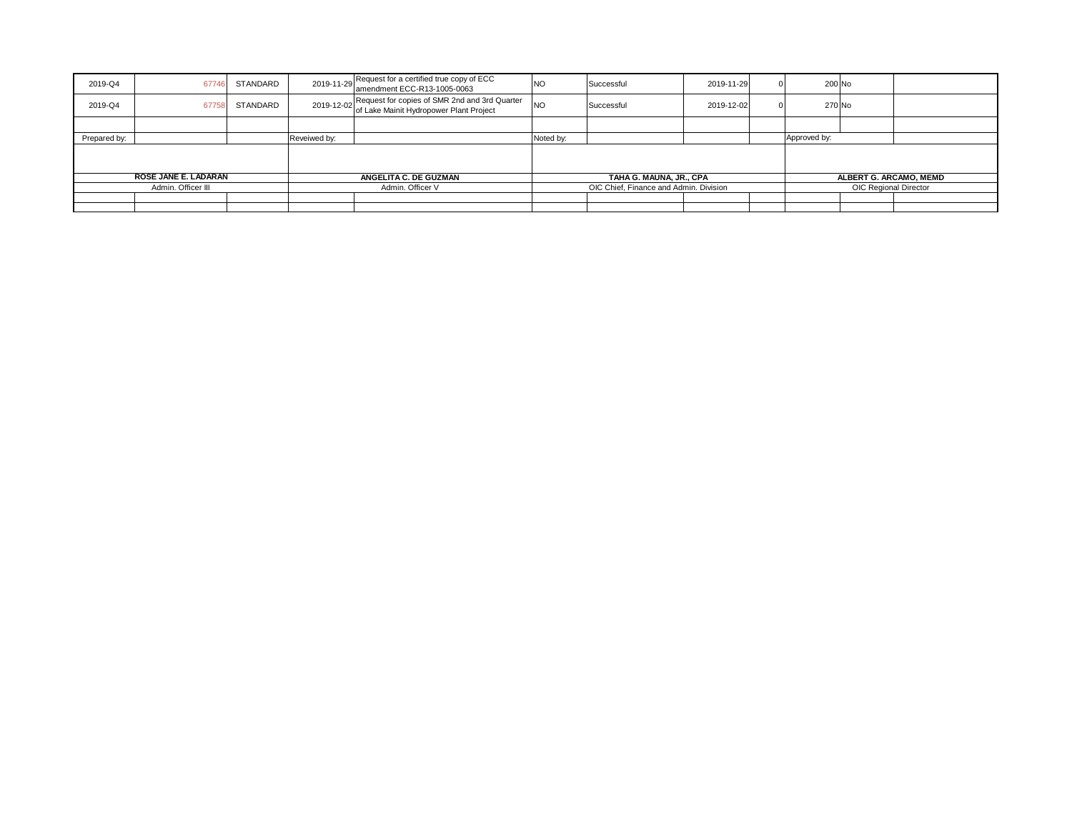| | | | | | | | | | | | |
|---|---|---|---|---|---|---|---|---|---|---|---|
| 2019-Q4 | 67746 | STANDARD | 2019-11-29 | Request for a certified true copy of ECC amendment ECC-R13-1005-0063 | NO | Successful | 2019-11-29 | 0 | 200 | No | |
| 2019-Q4 | 67758 | STANDARD | 2019-12-02 | Request for copies of SMR 2nd and 3rd Quarter of Lake Mainit Hydropower Plant Project | NO | Successful | 2019-12-02 | 0 | 270 | No | |
| | | | | | | | | | | | |
| Prepared by: | | | Reveiwed by: | | Noted by: | | | | Approved by: | | |
| | | | | | | | | | | | |
| **ROSE JANE E. LADARAN** | | | **ANGELITA C. DE GUZMAN** | | **TAHA G. MAUNA, JR., CPA** | | | | **ALBERT G. ARCAMO, MEMD** | | |
| Admin. Officer III | | | Admin. Officer V | | OIC Chief, Finance and Admin. Division | | | | OIC Regional Director | | |